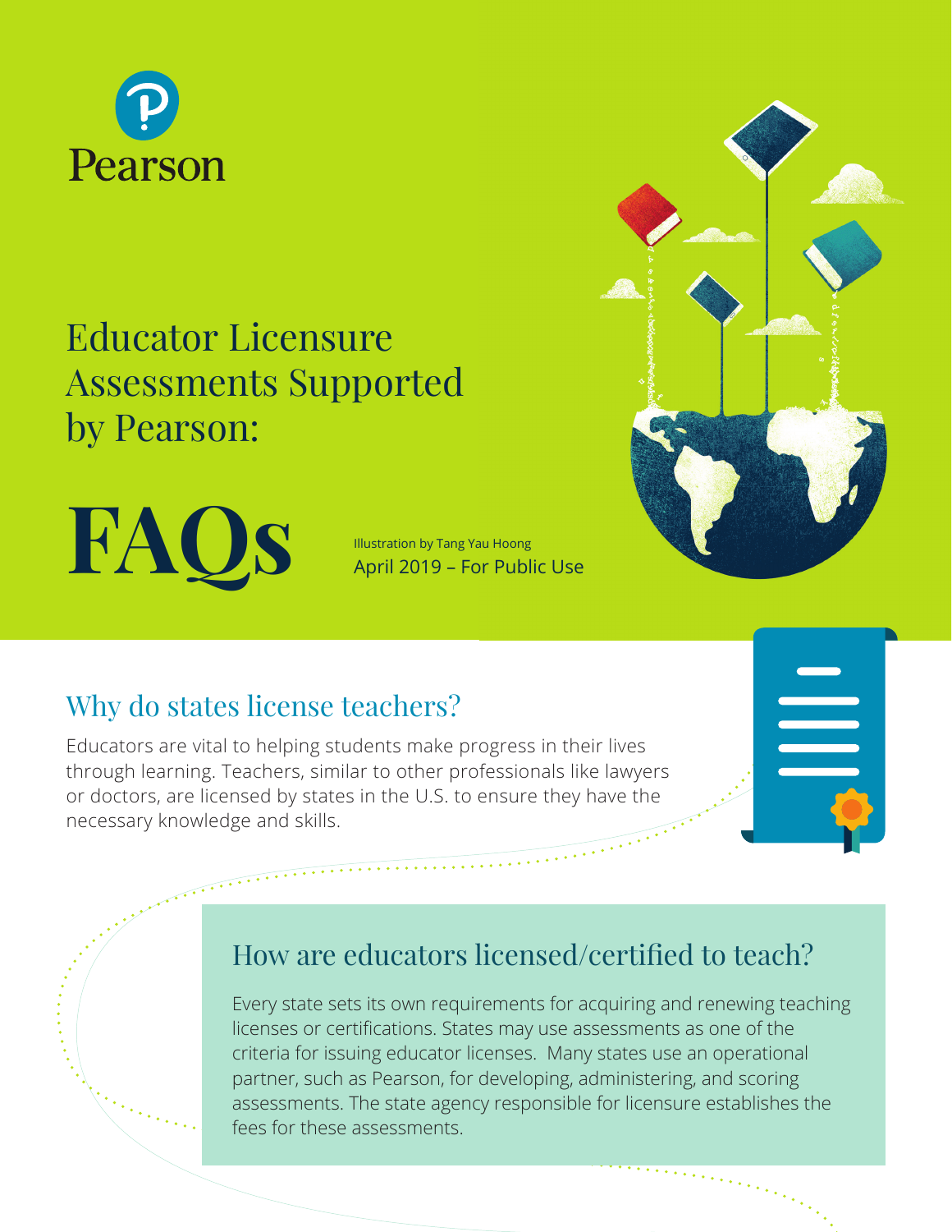Pearson

# Educator Licensure Assessments Supported by Pearson:

# FAQs

Illustration by Tang Yau Hoong

April 2019 – For Public Use

## Why do states license teachers?

Educators are vital to helping students make progress in their lives through learning. Teachers, similar to other professionals like lawyers or doctors, are licensed by states in the U.S. to ensure they have the necessary knowledge and skills.

## How are educators licensed/certified to teach?

Every state sets its own requirements for acquiring and renewing teaching licenses or certifications. States may use assessments as one of the criteria for issuing educator licenses. Many states use an operational partner, such as Pearson, for developing, administering, and scoring assessments. The state agency responsible for licensure establishes the fees for these assessments.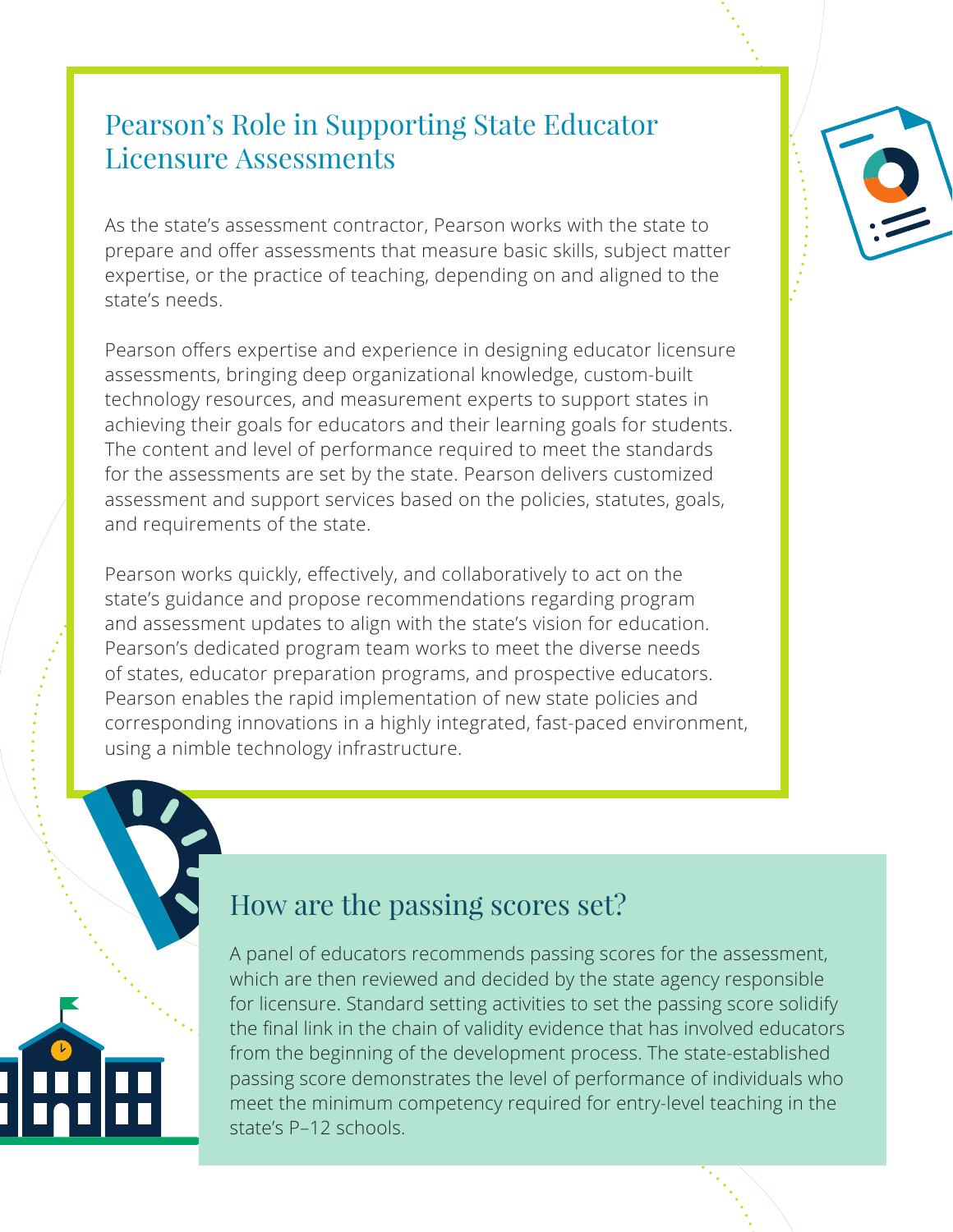## Pearson's Role in Supporting State Educator Licensure Assessments

As the state's assessment contractor, Pearson works with the state to prepare and offer assessments that measure basic skills, subject matter expertise, or the practice of teaching, depending on and aligned to the state's needs.

Pearson offers expertise and experience in designing educator licensure assessments, bringing deep organizational knowledge, custom-built technology resources, and measurement experts to support states in achieving their goals for educators and their learning goals for students. The content and level of performance required to meet the standards for the assessments are set by the state. Pearson delivers customized assessment and support services based on the policies, statutes, goals, and requirements of the state.

Pearson works quickly, effectively, and collaboratively to act on the state's guidance and propose recommendations regarding program and assessment updates to align with the state's vision for education. Pearson's dedicated program team works to meet the diverse needs of states, educator preparation programs, and prospective educators. Pearson enables the rapid implementation of new state policies and corresponding innovations in a highly integrated, fast-paced environment, using a nimble technology infrastructure.

## How are the passing scores set?

A panel of educators recommends passing scores for the assessment, which are then reviewed and decided by the state agency responsible for licensure. Standard setting activities to set the passing score solidify the final link in the chain of validity evidence that has involved educators from the beginning of the development process. The state-established passing score demonstrates the level of performance of individuals who meet the minimum competency required for entry-level teaching in the state's P–12 schools.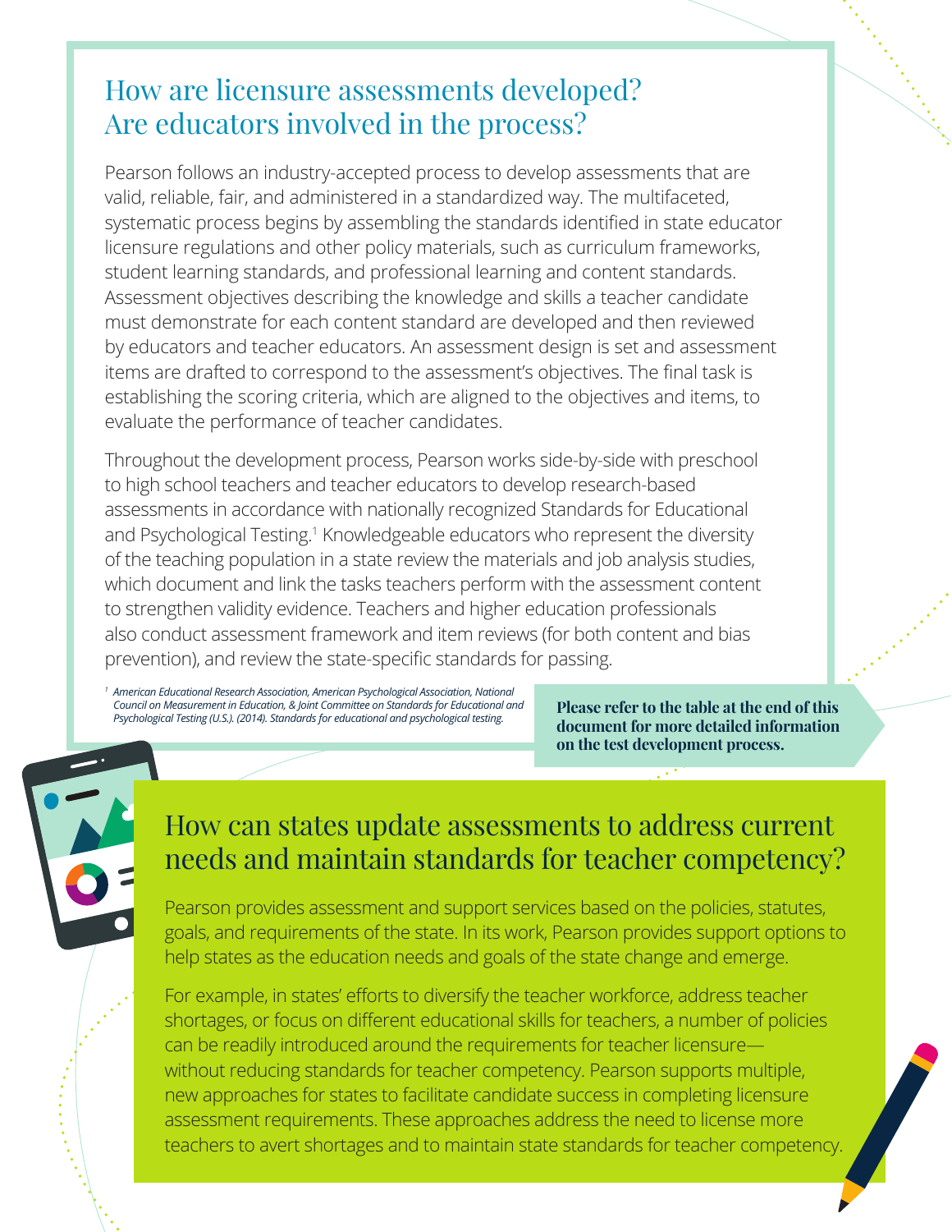## How are licensure assessments developed? Are educators involved in the process?

Pearson follows an industry-accepted process to develop assessments that are valid, reliable, fair, and administered in a standardized way. The multifaceted, systematic process begins by assembling the standards identified in state educator licensure regulations and other policy materials, such as curriculum frameworks, student learning standards, and professional learning and content standards. Assessment objectives describing the knowledge and skills a teacher candidate must demonstrate for each content standard are developed and then reviewed by educators and teacher educators. An assessment design is set and assessment items are drafted to correspond to the assessment's objectives. The final task is establishing the scoring criteria, which are aligned to the objectives and items, to evaluate the performance of teacher candidates.

Throughout the development process, Pearson works side-by-side with preschool to high school teachers and teacher educators to develop research-based assessments in accordance with nationally recognized Standards for Educational and Psychological Testing.[1] Knowledgeable educators who represent the diversity of the teaching population in a state review the materials and job analysis studies, which document and link the tasks teachers perform with the assessment content to strengthen validity evidence. Teachers and higher education professionals also conduct assessment framework and item reviews (for both content and bias prevention), and review the state-specific standards for passing.

[1] *American Educational Research Association, American Psychological Association, National Council on Measurement in Education, & Joint Committee on Standards for Educational and Psychological Testing (U.S.). (2014). Standards for educational and psychological testing.*

**Please refer to the table at the end of this document for more detailed information on the test development process.**

## How can states update assessments to address current needs and maintain standards for teacher competency?

Pearson provides assessment and support services based on the policies, statutes, goals, and requirements of the state. In its work, Pearson provides support options to help states as the education needs and goals of the state change and emerge.

For example, in states' efforts to diversify the teacher workforce, address teacher shortages, or focus on different educational skills for teachers, a number of policies can be readily introduced around the requirements for teacher licensure—without reducing standards for teacher competency. Pearson supports multiple, new approaches for states to facilitate candidate success in completing licensure assessment requirements. These approaches address the need to license more teachers to avert shortages and to maintain state standards for teacher competency.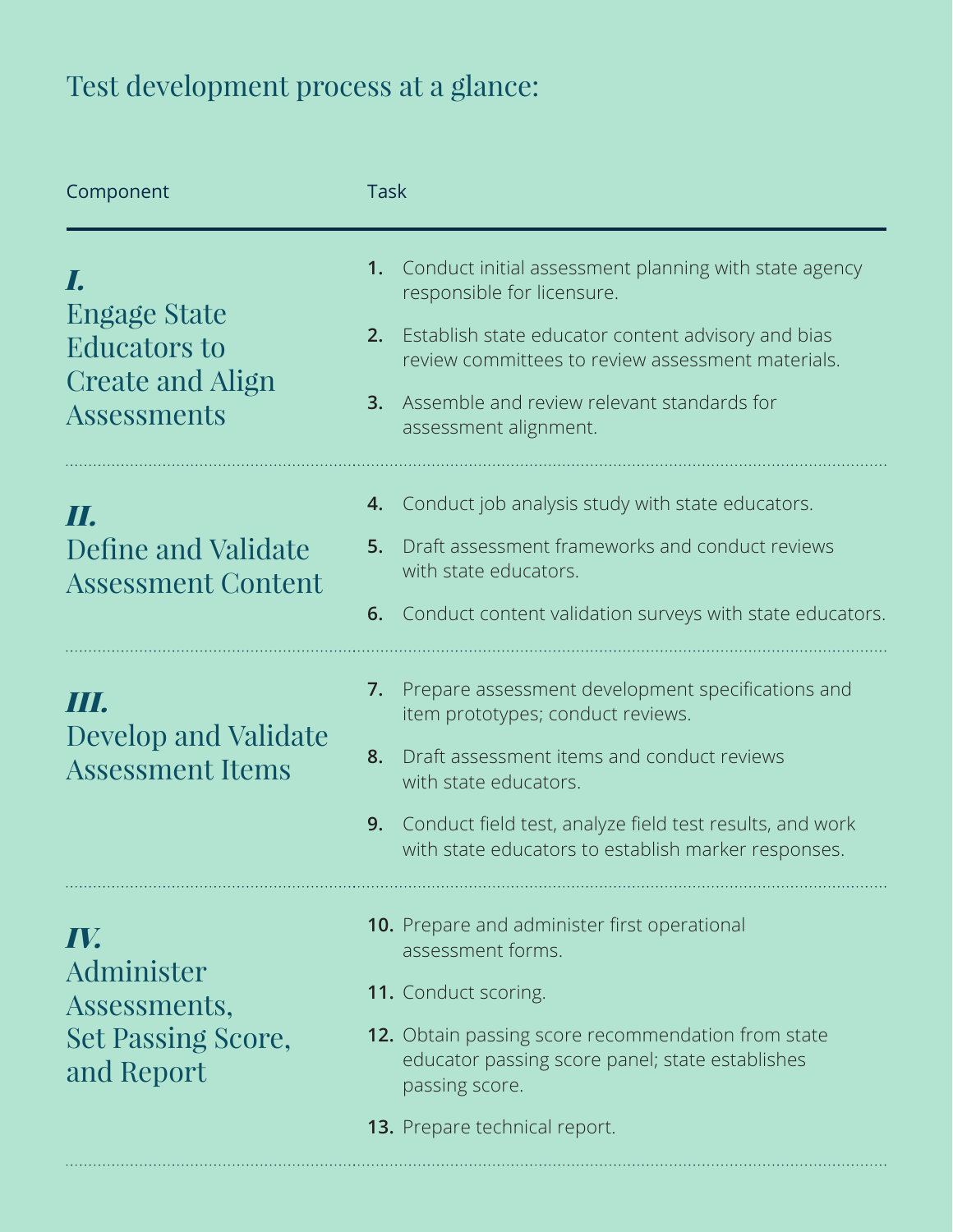# Test development process at a glance:

| Component | Task |
| --- | --- |
| ***I.*** Engage State Educators to Create and Align Assessments | **1.** Conduct initial assessment planning with state agency responsible for licensure.<br>**2.** Establish state educator content advisory and bias review committees to review assessment materials.<br>**3.** Assemble and review relevant standards for assessment alignment. |
| ***II.*** Define and Validate Assessment Content | **4.** Conduct job analysis study with state educators.<br>**5.** Draft assessment frameworks and conduct reviews with state educators.<br>**6.** Conduct content validation surveys with state educators. |
| ***III.*** Develop and Validate Assessment Items | **7.** Prepare assessment development specifications and item prototypes; conduct reviews.<br>**8.** Draft assessment items and conduct reviews with state educators.<br>**9.** Conduct field test, analyze field test results, and work with state educators to establish marker responses. |
| ***IV.*** Administer Assessments, Set Passing Score, and Report | **10.** Prepare and administer first operational assessment forms.<br>**11.** Conduct scoring.<br>**12.** Obtain passing score recommendation from state educator passing score panel; state establishes passing score.<br>**13.** Prepare technical report. |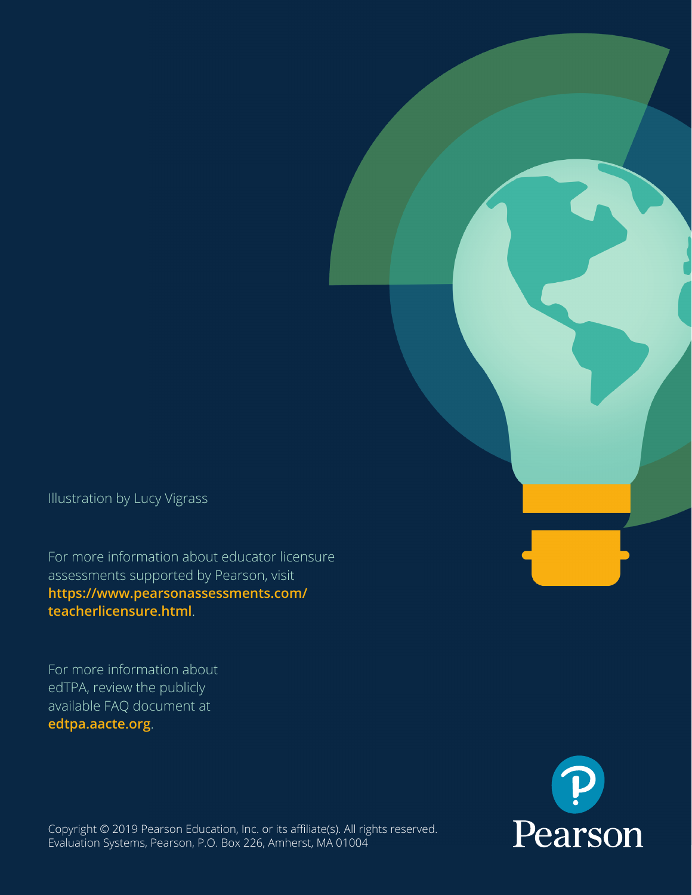Illustration by Lucy Vigrass

For more information about educator licensure assessments supported by Pearson, visit **https://www.pearsonassessments.com/teacherlicensure.html**.

For more information about edTPA, review the publicly available FAQ document at **edtpa.aacte.org**.

Copyright © 2019 Pearson Education, Inc. or its affiliate(s). All rights reserved.
Evaluation Systems, Pearson, P.O. Box 226, Amherst, MA 01004

Pearson